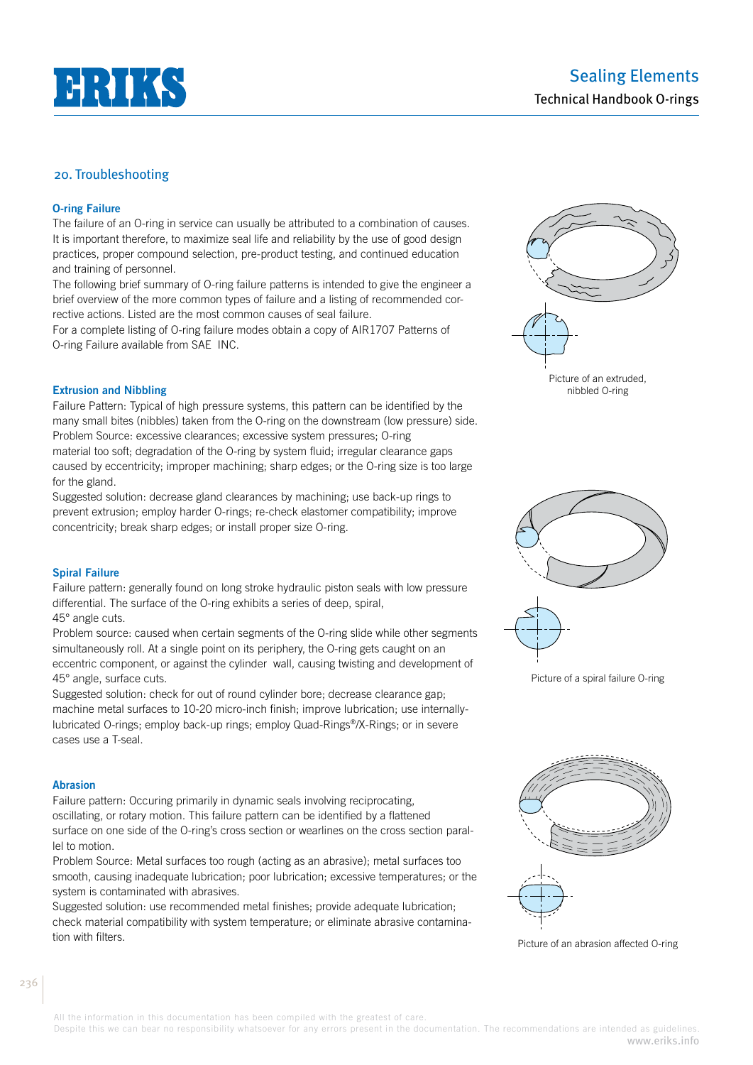## 20. Troubleshooting

### O-ring Failure

The failure of an O-ring in service can usually be attributed to a combination of causes. It is important therefore, to maximize seal life and reliability by the use of good design practices, proper compound selection, pre-product testing, and continued education and training of personnel.

The following brief summary of O-ring failure patterns is intended to give the engineer a brief overview of the more common types of failure and a listing of recommended corrective actions. Listed are the most common causes of seal failure.

For a complete listing of O-ring failure modes obtain a copy of AIR1707 Patterns of O-ring Failure available from SAE INC.

### Extrusion and Nibbling

Failure Pattern: Typical of high pressure systems, this pattern can be identified by the many small bites (nibbles) taken from the O-ring on the downstream (low pressure) side.

Problem Source: excessive clearances; excessive system pressures; O-ring material too soft; degradation of the O-ring by system fluid; irregular clearance gaps caused by eccentricity; improper machining; sharp edges; or the O-ring size is too large for the gland.

Suggested solution: decrease gland clearances by machining; use back-up rings to prevent extrusion; employ harder O-rings; re-check elastomer compatibility; improve concentricity; break sharp edges; or install proper size O-ring.

Picture of an extruded, nibbled O-ring

### Spiral Failure

Failure pattern: generally found on long stroke hydraulic piston seals with low pressure differential. The surface of the O-ring exhibits a series of deep, spiral, 45° angle cuts.

Problem source: caused when certain segments of the O-ring slide while other segments simultaneously roll. At a single point on its periphery, the O-ring gets caught on an eccentric component, or against the cylinder wall, causing twisting and development of 45° angle, surface cuts.

Suggested solution: check for out of round cylinder bore; decrease clearance gap; machine metal surfaces to 10-20 micro-inch finish; improve lubrication; use internally-lubricated O-rings; employ back-up rings; employ Quad-Rings®/X-Rings; or in severe cases use a T-seal.

Picture of a spiral failure O-ring

### Abrasion

Failure pattern: Occuring primarily in dynamic seals involving reciprocating, oscillating, or rotary motion. This failure pattern can be identified by a flattened surface on one side of the O-ring's cross section or wearlines on the cross section parallel to motion.

Problem Source: Metal surfaces too rough (acting as an abrasive); metal surfaces too smooth, causing inadequate lubrication; poor lubrication; excessive temperatures; or the system is contaminated with abrasives.

Suggested solution: use recommended metal finishes; provide adequate lubrication; check material compatibility with system temperature; or eliminate abrasive contamination with filters.

Picture of an abrasion affected O-ring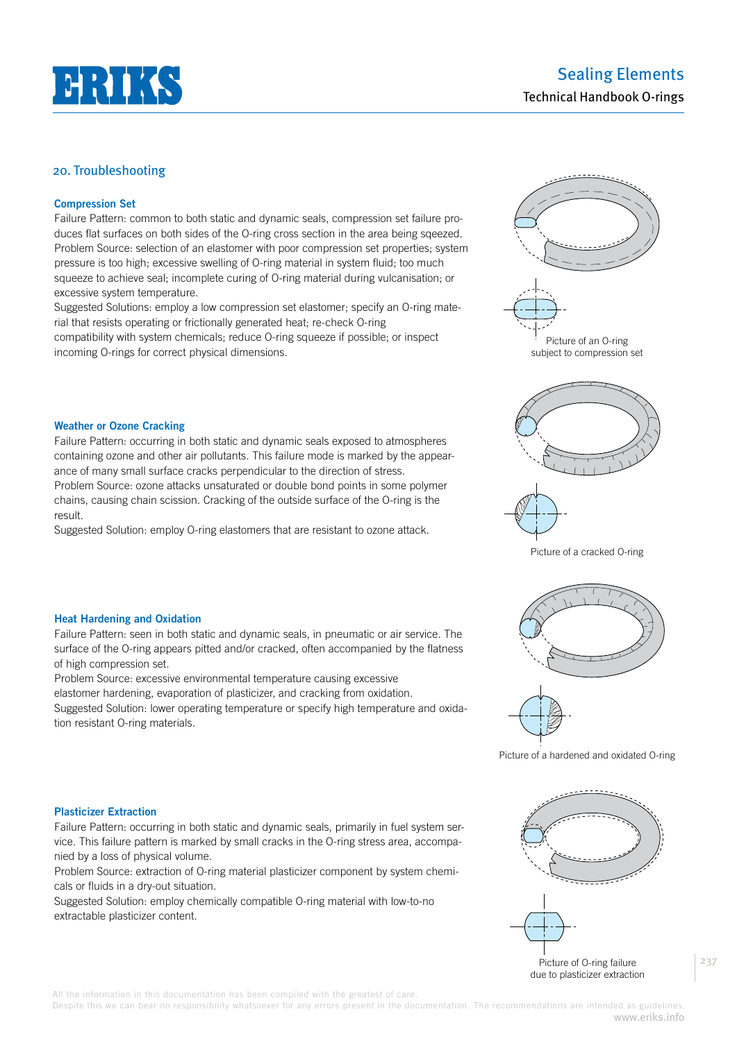## 20. Troubleshooting

### Compression Set

Failure Pattern: common to both static and dynamic seals, compression set failure produces flat surfaces on both sides of the O-ring cross section in the area being sqeezed.
Problem Source: selection of an elastomer with poor compression set properties; system pressure is too high; excessive swelling of O-ring material in system fluid; too much squeeze to achieve seal; incomplete curing of O-ring material during vulcanisation; or excessive system temperature.
Suggested Solutions: employ a low compression set elastomer; specify an O-ring material that resists operating or frictionally generated heat; re-check O-ring compatibility with system chemicals; reduce O-ring squeeze if possible; or inspect incoming O-rings for correct physical dimensions.

Picture of an O-ring subject to compression set

### Weather or Ozone Cracking

Failure Pattern: occurring in both static and dynamic seals exposed to atmospheres containing ozone and other air pollutants. This failure mode is marked by the appearance of many small surface cracks perpendicular to the direction of stress.
Problem Source: ozone attacks unsaturated or double bond points in some polymer chains, causing chain scission. Cracking of the outside surface of the O-ring is the result.
Suggested Solution: employ O-ring elastomers that are resistant to ozone attack.

Picture of a cracked O-ring

### Heat Hardening and Oxidation

Failure Pattern: seen in both static and dynamic seals, in pneumatic or air service. The surface of the O-ring appears pitted and/or cracked, often accompanied by the flatness of high compression set.
Problem Source: excessive environmental temperature causing excessive elastomer hardening, evaporation of plasticizer, and cracking from oxidation.
Suggested Solution: lower operating temperature or specify high temperature and oxidation resistant O-ring materials.

Picture of a hardened and oxidated O-ring

### Plasticizer Extraction

Failure Pattern: occurring in both static and dynamic seals, primarily in fuel system service. This failure pattern is marked by small cracks in the O-ring stress area, accompanied by a loss of physical volume.
Problem Source: extraction of O-ring material plasticizer component by system chemicals or fluids in a dry-out situation.
Suggested Solution: employ chemically compatible O-ring material with low-to-no extractable plasticizer content.

Picture of O-ring failure due to plasticizer extraction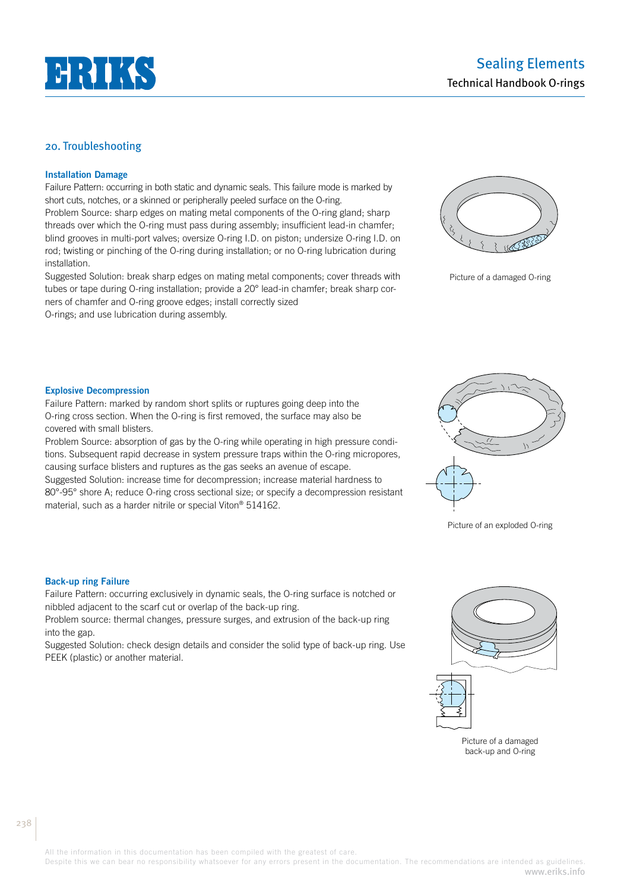## 20. Troubleshooting

### Installation Damage

Failure Pattern: occurring in both static and dynamic seals. This failure mode is marked by short cuts, notches, or a skinned or peripherally peeled surface on the O-ring.
Problem Source: sharp edges on mating metal components of the O-ring gland; sharp threads over which the O-ring must pass during assembly; insufficient lead-in chamfer; blind grooves in multi-port valves; oversize O-ring I.D. on piston; undersize O-ring I.D. on rod; twisting or pinching of the O-ring during installation; or no O-ring lubrication during installation.
Suggested Solution: break sharp edges on mating metal components; cover threads with tubes or tape during O-ring installation; provide a 20° lead-in chamfer; break sharp corners of chamfer and O-ring groove edges; install correctly sized O-rings; and use lubrication during assembly.

Picture of a damaged O-ring

### Explosive Decompression

Failure Pattern: marked by random short splits or ruptures going deep into the O-ring cross section. When the O-ring is first removed, the surface may also be covered with small blisters.
Problem Source: absorption of gas by the O-ring while operating in high pressure conditions. Subsequent rapid decrease in system pressure traps within the O-ring micropores, causing surface blisters and ruptures as the gas seeks an avenue of escape.
Suggested Solution: increase time for decompression; increase material hardness to 80°-95° shore A; reduce O-ring cross sectional size; or specify a decompression resistant material, such as a harder nitrile or special Viton® 514162.

Picture of an exploded O-ring

### Back-up ring Failure

Failure Pattern: occurring exclusively in dynamic seals, the O-ring surface is notched or nibbled adjacent to the scarf cut or overlap of the back-up ring.
Problem source: thermal changes, pressure surges, and extrusion of the back-up ring into the gap.
Suggested Solution: check design details and consider the solid type of back-up ring. Use PEEK (plastic) or another material.

Picture of a damaged back-up and O-ring

All the information in this documentation has been compiled with the greatest of care.
Despite this we can bear no responsibility whatsoever for any errors present in the documentation. The recommendations are intended as guidelines.